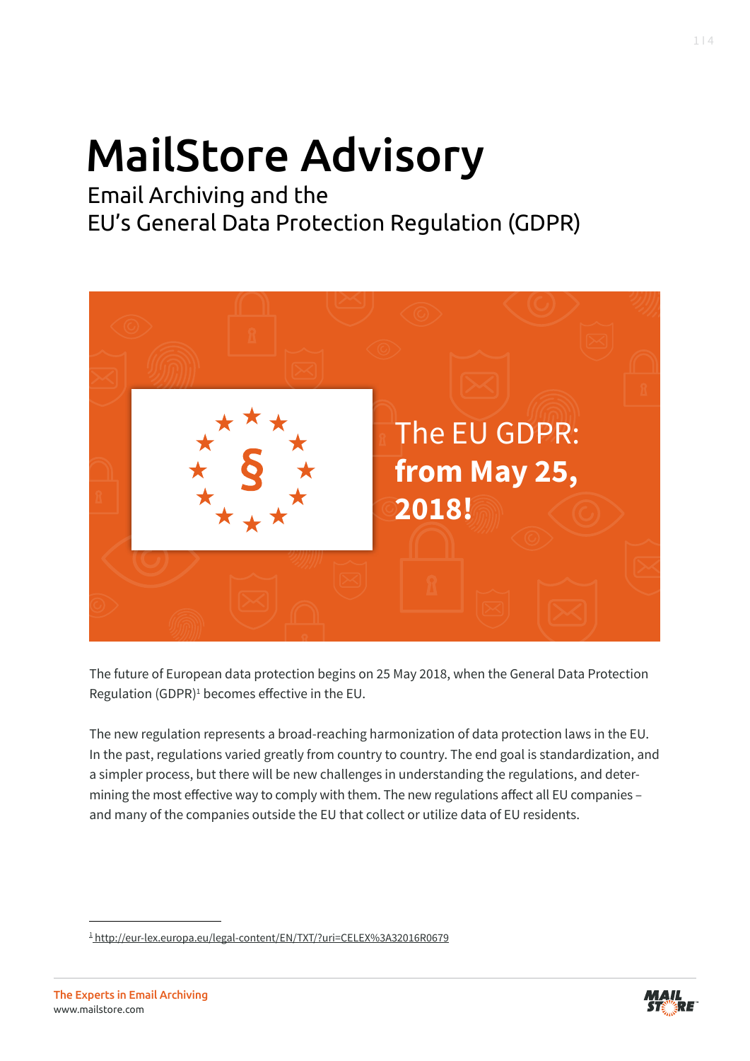# MailStore Advisory

## Email Archiving and the EU's General Data Protection Regulation (GDPR)

The EU GDPR: **from May 25, 2018!**

The future of European data protection begins on 25 May 2018, when the General Data Protection Regulation (GDPR)[1] becomes effective in the EU.

The new regulation represents a broad-reaching harmonization of data protection laws in the EU. In the past, regulations varied greatly from country to country. The end goal is standardization, and a simpler process, but there will be new challenges in understanding the regulations, and determining the most effective way to comply with them. The new regulations affect all EU companies – and many of the companies outside the EU that collect or utilize data of EU residents.

---

[1] http://eur-lex.europa.eu/legal-content/EN/TXT/?uri=CELEX%3A32016R0679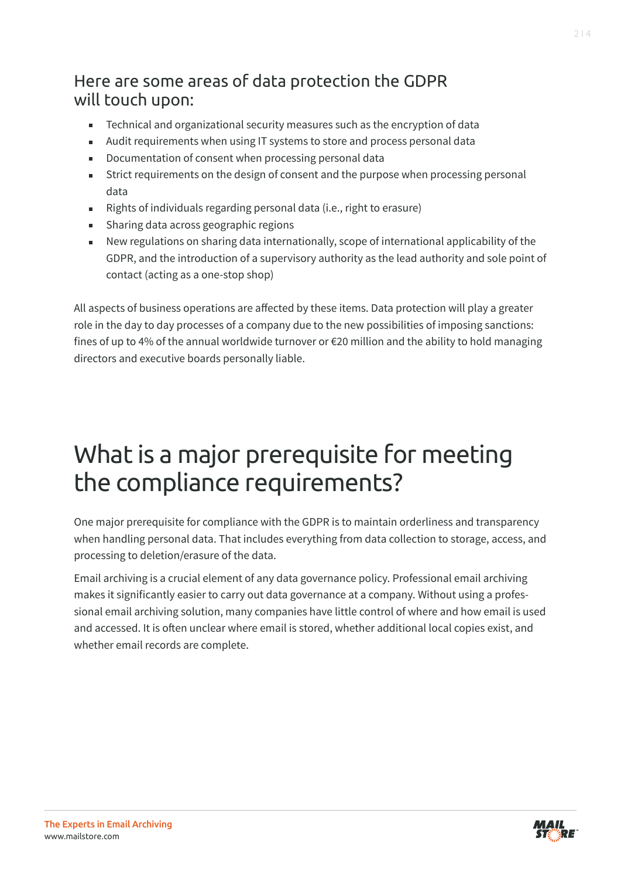## Here are some areas of data protection the GDPR will touch upon:

- Technical and organizational security measures such as the encryption of data
- Audit requirements when using IT systems to store and process personal data
- Documentation of consent when processing personal data
- Strict requirements on the design of consent and the purpose when processing personal data
- Rights of individuals regarding personal data (i.e., right to erasure)
- Sharing data across geographic regions
- New regulations on sharing data internationally, scope of international applicability of the GDPR, and the introduction of a supervisory authority as the lead authority and sole point of contact (acting as a one-stop shop)

All aspects of business operations are affected by these items. Data protection will play a greater role in the day to day processes of a company due to the new possibilities of imposing sanctions: fines of up to 4% of the annual worldwide turnover or €20 million and the ability to hold managing directors and executive boards personally liable.

# What is a major prerequisite for meeting the compliance requirements?

One major prerequisite for compliance with the GDPR is to maintain orderliness and transparency when handling personal data. That includes everything from data collection to storage, access, and processing to deletion/erasure of the data.

Email archiving is a crucial element of any data governance policy. Professional email archiving makes it significantly easier to carry out data governance at a company. Without using a professional email archiving solution, many companies have little control of where and how email is used and accessed. It is often unclear where email is stored, whether additional local copies exist, and whether email records are complete.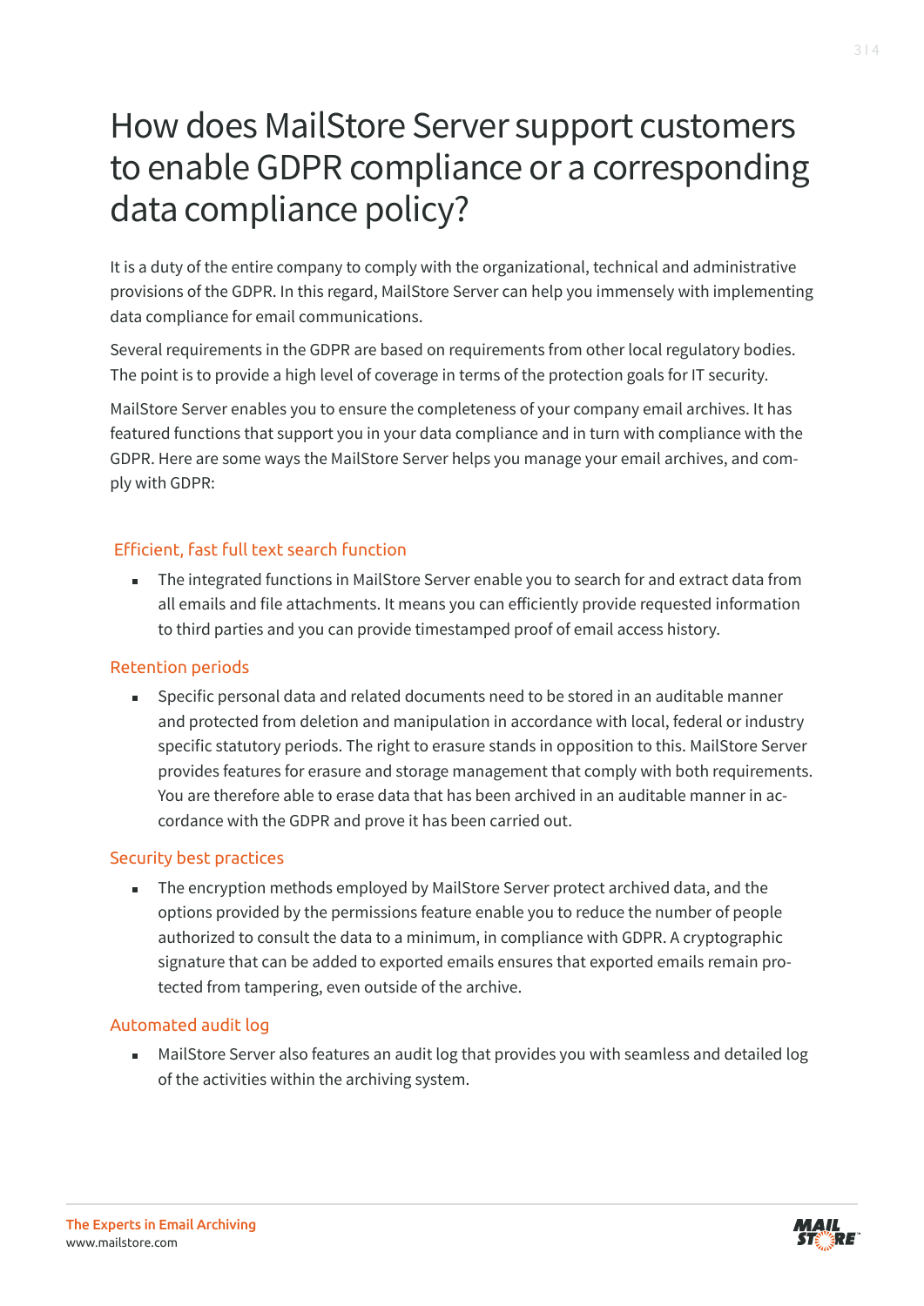# How does MailStore Server support customers to enable GDPR compliance or a corresponding data compliance policy?

It is a duty of the entire company to comply with the organizational, technical and administrative provisions of the GDPR. In this regard, MailStore Server can help you immensely with implementing data compliance for email communications.

Several requirements in the GDPR are based on requirements from other local regulatory bodies. The point is to provide a high level of coverage in terms of the protection goals for IT security.

MailStore Server enables you to ensure the completeness of your company email archives. It has featured functions that support you in your data compliance and in turn with compliance with the GDPR. Here are some ways the MailStore Server helps you manage your email archives, and comply with GDPR:

## Efficient, fast full text search function

- The integrated functions in MailStore Server enable you to search for and extract data from all emails and file attachments. It means you can efficiently provide requested information to third parties and you can provide timestamped proof of email access history.

## Retention periods

- Specific personal data and related documents need to be stored in an auditable manner and protected from deletion and manipulation in accordance with local, federal or industry specific statutory periods. The right to erasure stands in opposition to this. MailStore Server provides features for erasure and storage management that comply with both requirements. You are therefore able to erase data that has been archived in an auditable manner in accordance with the GDPR and prove it has been carried out.

## Security best practices

- The encryption methods employed by MailStore Server protect archived data, and the options provided by the permissions feature enable you to reduce the number of people authorized to consult the data to a minimum, in compliance with GDPR. A cryptographic signature that can be added to exported emails ensures that exported emails remain protected from tampering, even outside of the archive.

## Automated audit log

- MailStore Server also features an audit log that provides you with seamless and detailed log of the activities within the archiving system.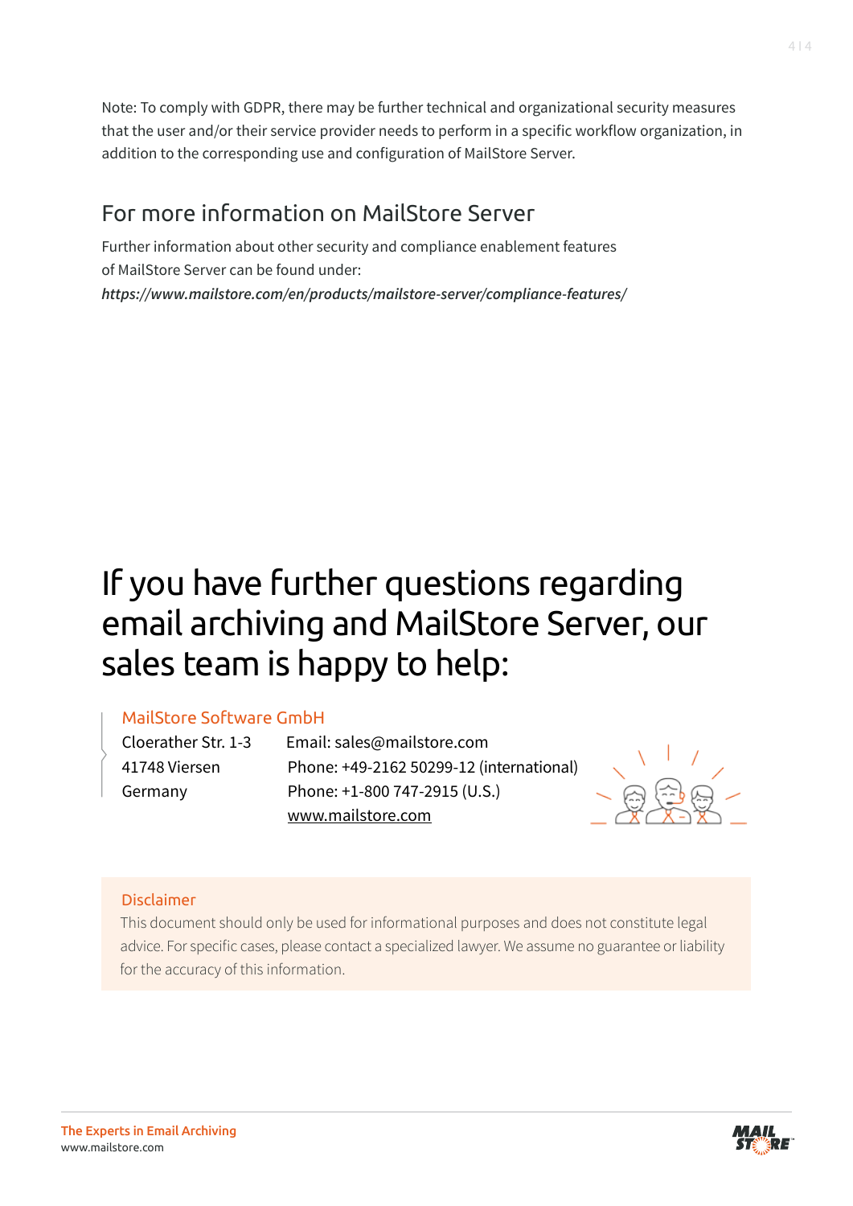Note: To comply with GDPR, there may be further technical and organizational security measures that the user and/or their service provider needs to perform in a specific workflow organization, in addition to the corresponding use and configuration of MailStore Server.

## For more information on MailStore Server

Further information about other security and compliance enablement features of MailStore Server can be found under:
***https://www.mailstore.com/en/products/mailstore-server/compliance-features/***

# If you have further questions regarding email archiving and MailStore Server, our sales team is happy to help:

MailStore Software GmbH
Cloerather Str. 1-3
41748 Viersen
Germany

Email: sales@mailstore.com
Phone: +49-2162 50299-12 (international)
Phone: +1-800 747-2915 (U.S.)
www.mailstore.com

### Disclaimer

This document should only be used for informational purposes and does not constitute legal advice. For specific cases, please contact a specialized lawyer. We assume no guarantee or liability for the accuracy of this information.